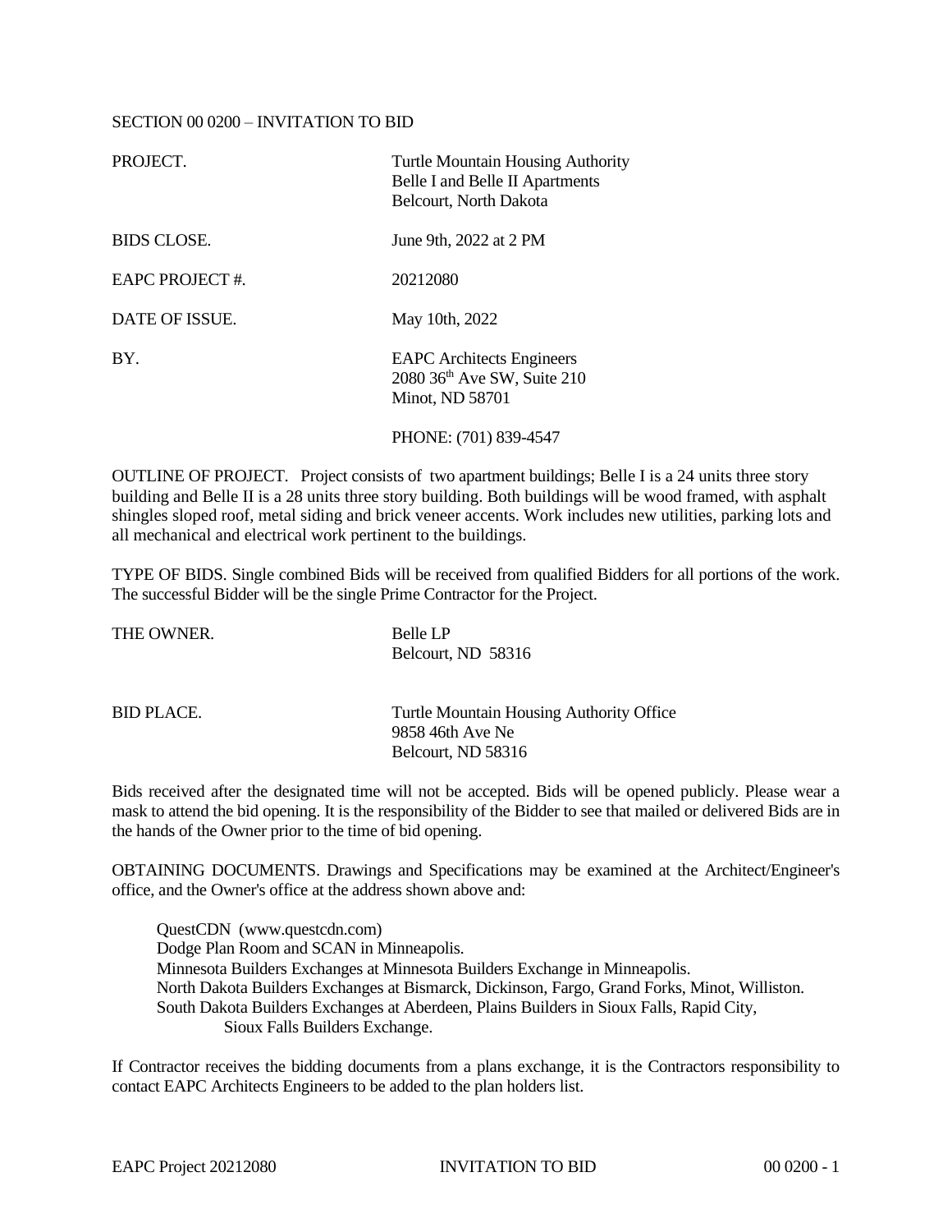# SECTION 00 0200 – INVITATION TO BID

| | |
|---|---|
| PROJECT. | Turtle Mountain Housing Authority<br>Belle I and Belle II Apartments<br>Belcourt, North Dakota |
| BIDS CLOSE. | June 9th, 2022 at 2 PM |
| EAPC PROJECT #. | 20212080 |
| DATE OF ISSUE. | May 10th, 2022 |
| BY. | EAPC Architects Engineers<br>2080 36th Ave SW, Suite 210<br>Minot, ND 58701<br><br>PHONE: (701) 839-4547 |

OUTLINE OF PROJECT. Project consists of two apartment buildings; Belle I is a 24 units three story building and Belle II is a 28 units three story building. Both buildings will be wood framed, with asphalt shingles sloped roof, metal siding and brick veneer accents. Work includes new utilities, parking lots and all mechanical and electrical work pertinent to the buildings.

TYPE OF BIDS. Single combined Bids will be received from qualified Bidders for all portions of the work. The successful Bidder will be the single Prime Contractor for the Project.

| | |
|---|---|
| THE OWNER. | Belle LP<br>Belcourt, ND 58316 |
| BID PLACE. | Turtle Mountain Housing Authority Office<br>9858 46th Ave Ne<br>Belcourt, ND 58316 |

Bids received after the designated time will not be accepted. Bids will be opened publicly. Please wear a mask to attend the bid opening. It is the responsibility of the Bidder to see that mailed or delivered Bids are in the hands of the Owner prior to the time of bid opening.

OBTAINING DOCUMENTS. Drawings and Specifications may be examined at the Architect/Engineer's office, and the Owner's office at the address shown above and:

QuestCDN (www.questcdn.com)
Dodge Plan Room and SCAN in Minneapolis.
Minnesota Builders Exchanges at Minnesota Builders Exchange in Minneapolis.
North Dakota Builders Exchanges at Bismarck, Dickinson, Fargo, Grand Forks, Minot, Williston.
South Dakota Builders Exchanges at Aberdeen, Plains Builders in Sioux Falls, Rapid City, Sioux Falls Builders Exchange.

If Contractor receives the bidding documents from a plans exchange, it is the Contractors responsibility to contact EAPC Architects Engineers to be added to the plan holders list.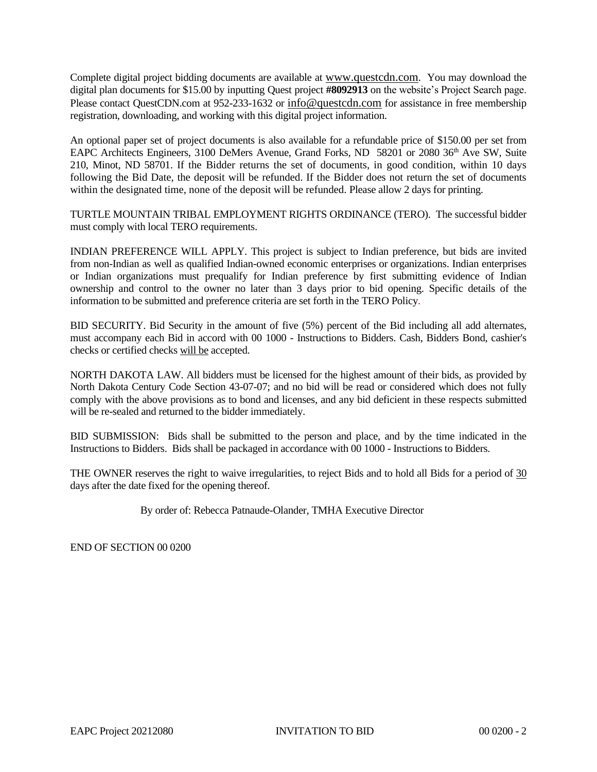Complete digital project bidding documents are available at www.questcdn.com. You may download the digital plan documents for $15.00 by inputting Quest project **#8092913** on the website's Project Search page. Please contact QuestCDN.com at 952-233-1632 or info@questcdn.com for assistance in free membership registration, downloading, and working with this digital project information.

An optional paper set of project documents is also available for a refundable price of $150.00 per set from EAPC Architects Engineers, 3100 DeMers Avenue, Grand Forks, ND 58201 or 2080 36th Ave SW, Suite 210, Minot, ND 58701. If the Bidder returns the set of documents, in good condition, within 10 days following the Bid Date, the deposit will be refunded. If the Bidder does not return the set of documents within the designated time, none of the deposit will be refunded. Please allow 2 days for printing.

TURTLE MOUNTAIN TRIBAL EMPLOYMENT RIGHTS ORDINANCE (TERO). The successful bidder must comply with local TERO requirements.

INDIAN PREFERENCE WILL APPLY. This project is subject to Indian preference, but bids are invited from non-Indian as well as qualified Indian-owned economic enterprises or organizations. Indian enterprises or Indian organizations must prequalify for Indian preference by first submitting evidence of Indian ownership and control to the owner no later than 3 days prior to bid opening. Specific details of the information to be submitted and preference criteria are set forth in the TERO Policy.

BID SECURITY. Bid Security in the amount of five (5%) percent of the Bid including all add alternates, must accompany each Bid in accord with 00 1000 - Instructions to Bidders. Cash, Bidders Bond, cashier's checks or certified checks will be accepted.

NORTH DAKOTA LAW. All bidders must be licensed for the highest amount of their bids, as provided by North Dakota Century Code Section 43-07-07; and no bid will be read or considered which does not fully comply with the above provisions as to bond and licenses, and any bid deficient in these respects submitted will be re-sealed and returned to the bidder immediately.

BID SUBMISSION: Bids shall be submitted to the person and place, and by the time indicated in the Instructions to Bidders. Bids shall be packaged in accordance with 00 1000 - Instructions to Bidders.

THE OWNER reserves the right to waive irregularities, to reject Bids and to hold all Bids for a period of 30 days after the date fixed for the opening thereof.

By order of: Rebecca Patnaude-Olander, TMHA Executive Director

END OF SECTION 00 0200